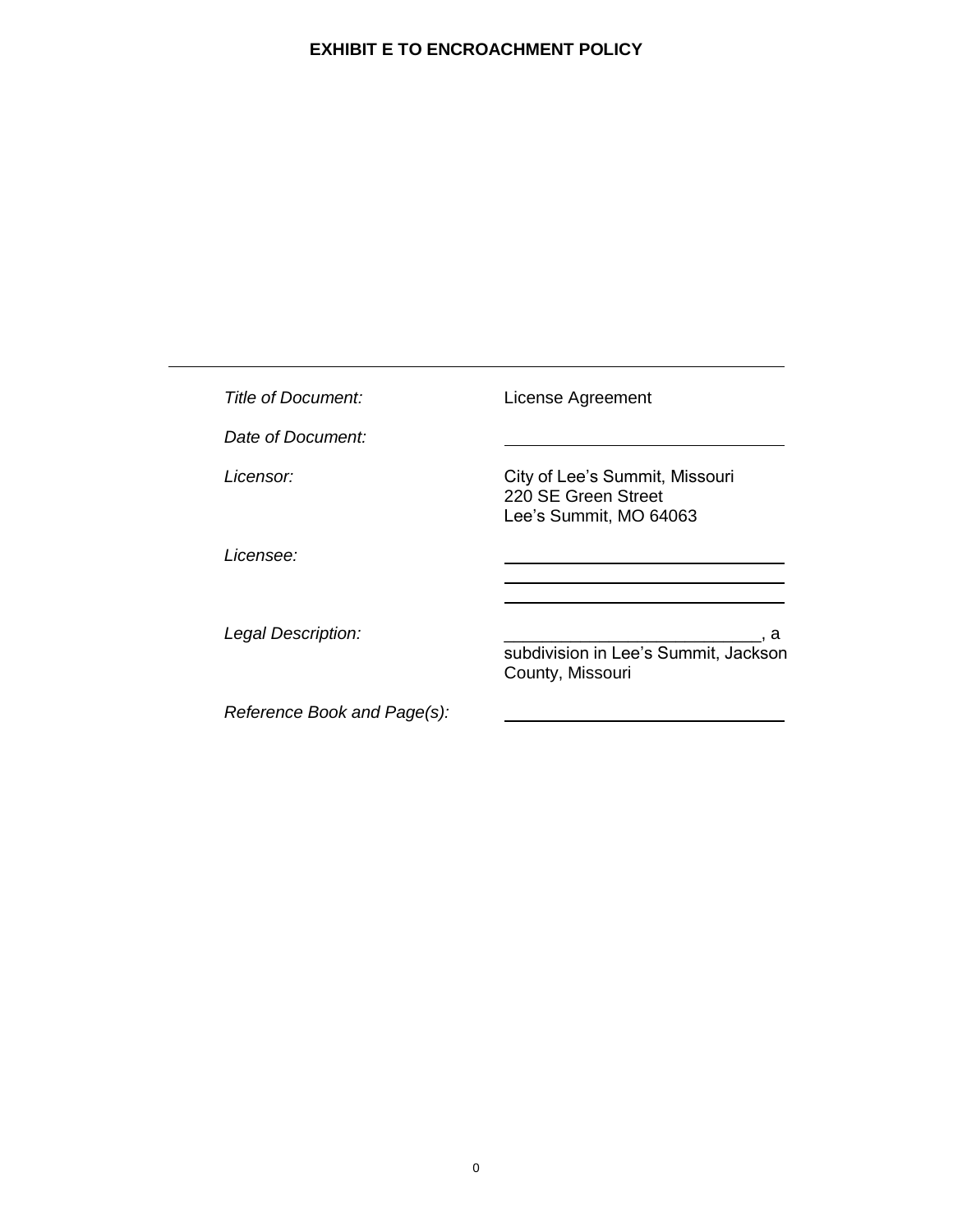**EXHIBIT E TO ENCROACHMENT POLICY**

---

| | |
|---|---|
| *Title of Document:* | License Agreement |
| *Date of Document:* | ______________________________ |
| *Licensor:* | City of Lee's Summit, Missouri<br>220 SE Green Street<br>Lee's Summit, MO 64063 |
| *Licensee:* | ______________________________<br>______________________________<br>______________________________ |
| *Legal Description:* | __________________________, a subdivision in Lee's Summit, Jackson County, Missouri |
| *Reference Book and Page(s):* | ______________________________ |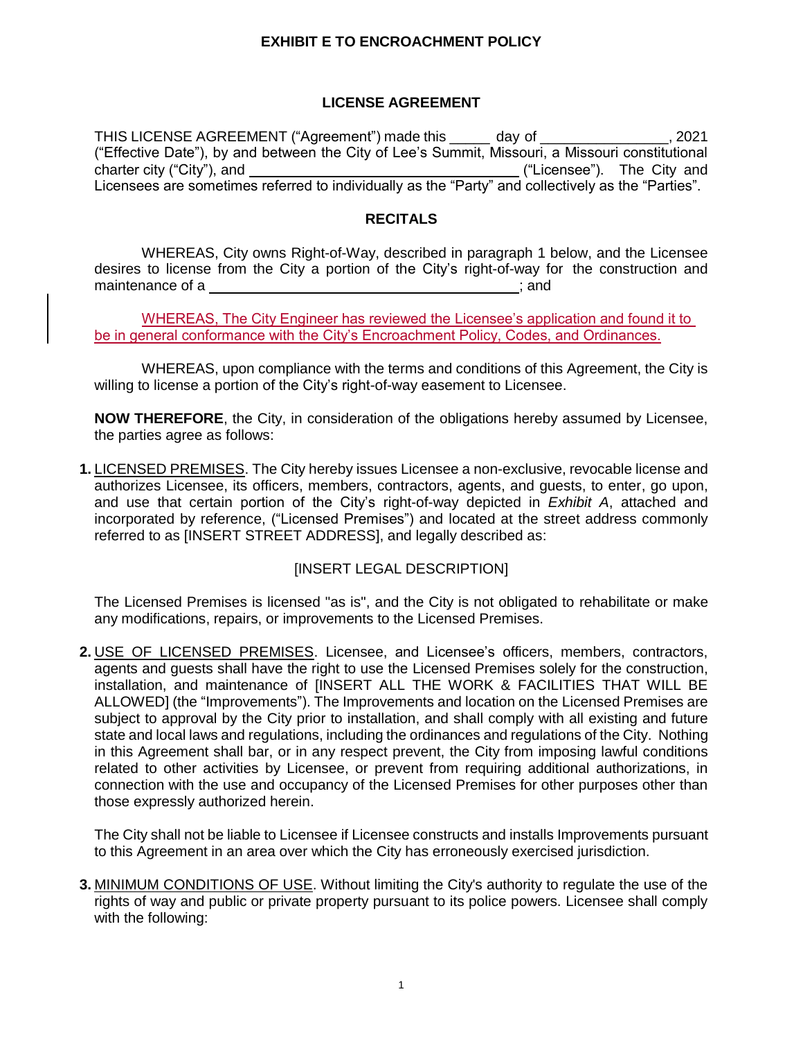**EXHIBIT E TO ENCROACHMENT POLICY**

## LICENSE AGREEMENT

THIS LICENSE AGREEMENT ("Agreement") made this _____ day of ________________, 2021 ("Effective Date"), by and between the City of Lee's Summit, Missouri, a Missouri constitutional charter city ("City"), and __________________________________ ("Licensee"). The City and Licensees are sometimes referred to individually as the "Party" and collectively as the "Parties".

## RECITALS

WHEREAS, City owns Right-of-Way, described in paragraph 1 below, and the Licensee desires to license from the City a portion of the City's right-of-way for the construction and maintenance of a ______________________________________; and

WHEREAS, The City Engineer has reviewed the Licensee's application and found it to be in general conformance with the City's Encroachment Policy, Codes, and Ordinances.

WHEREAS, upon compliance with the terms and conditions of this Agreement, the City is willing to license a portion of the City's right-of-way easement to Licensee.

**NOW THEREFORE**, the City, in consideration of the obligations hereby assumed by Licensee, the parties agree as follows:

**1.** LICENSED PREMISES. The City hereby issues Licensee a non-exclusive, revocable license and authorizes Licensee, its officers, members, contractors, agents, and guests, to enter, go upon, and use that certain portion of the City's right-of-way depicted in *Exhibit A*, attached and incorporated by reference, ("Licensed Premises") and located at the street address commonly referred to as [INSERT STREET ADDRESS], and legally described as:

[INSERT LEGAL DESCRIPTION]

The Licensed Premises is licensed "as is", and the City is not obligated to rehabilitate or make any modifications, repairs, or improvements to the Licensed Premises.

**2.** USE OF LICENSED PREMISES. Licensee, and Licensee's officers, members, contractors, agents and guests shall have the right to use the Licensed Premises solely for the construction, installation, and maintenance of [INSERT ALL THE WORK & FACILITIES THAT WILL BE ALLOWED] (the "Improvements"). The Improvements and location on the Licensed Premises are subject to approval by the City prior to installation, and shall comply with all existing and future state and local laws and regulations, including the ordinances and regulations of the City. Nothing in this Agreement shall bar, or in any respect prevent, the City from imposing lawful conditions related to other activities by Licensee, or prevent from requiring additional authorizations, in connection with the use and occupancy of the Licensed Premises for other purposes other than those expressly authorized herein.

The City shall not be liable to Licensee if Licensee constructs and installs Improvements pursuant to this Agreement in an area over which the City has erroneously exercised jurisdiction.

**3.** MINIMUM CONDITIONS OF USE. Without limiting the City's authority to regulate the use of the rights of way and public or private property pursuant to its police powers. Licensee shall comply with the following: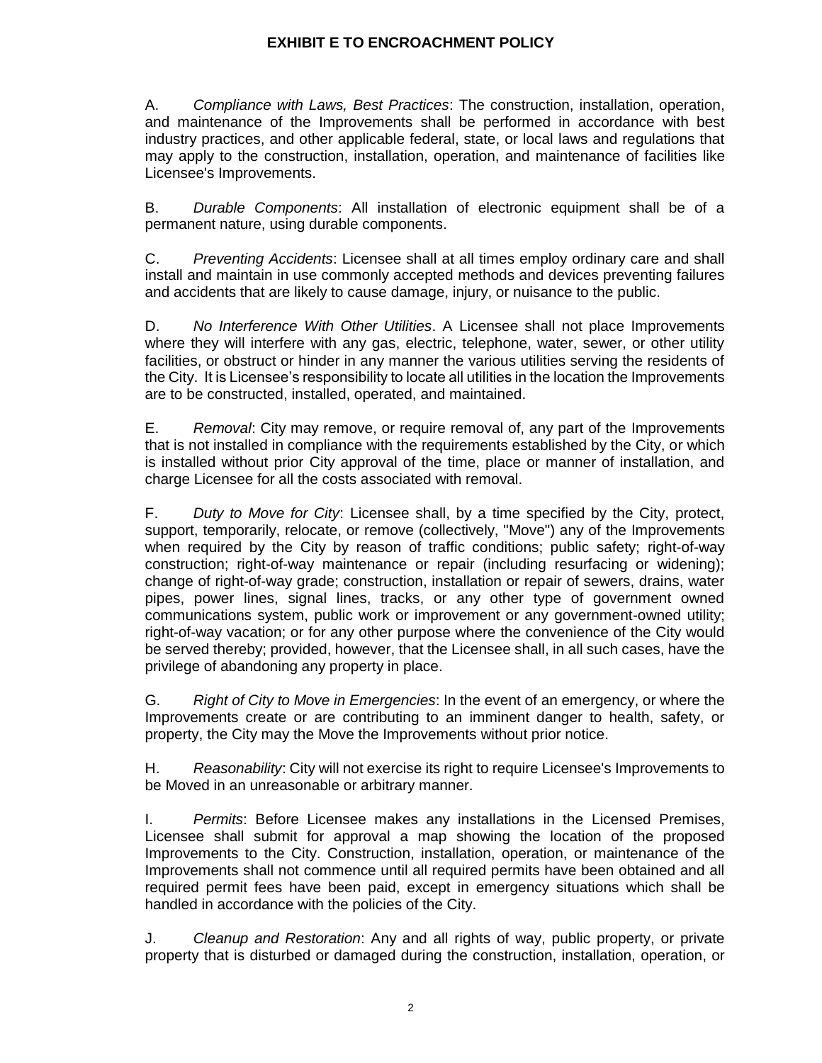**EXHIBIT E TO ENCROACHMENT POLICY**

A. *Compliance with Laws, Best Practices*: The construction, installation, operation, and maintenance of the Improvements shall be performed in accordance with best industry practices, and other applicable federal, state, or local laws and regulations that may apply to the construction, installation, operation, and maintenance of facilities like Licensee's Improvements.

B. *Durable Components*: All installation of electronic equipment shall be of a permanent nature, using durable components.

C. *Preventing Accidents*: Licensee shall at all times employ ordinary care and shall install and maintain in use commonly accepted methods and devices preventing failures and accidents that are likely to cause damage, injury, or nuisance to the public.

D. *No Interference With Other Utilities*. A Licensee shall not place Improvements where they will interfere with any gas, electric, telephone, water, sewer, or other utility facilities, or obstruct or hinder in any manner the various utilities serving the residents of the City. It is Licensee's responsibility to locate all utilities in the location the Improvements are to be constructed, installed, operated, and maintained.

E. *Removal*: City may remove, or require removal of, any part of the Improvements that is not installed in compliance with the requirements established by the City, or which is installed without prior City approval of the time, place or manner of installation, and charge Licensee for all the costs associated with removal.

F. *Duty to Move for City*: Licensee shall, by a time specified by the City, protect, support, temporarily, relocate, or remove (collectively, "Move") any of the Improvements when required by the City by reason of traffic conditions; public safety; right-of-way construction; right-of-way maintenance or repair (including resurfacing or widening); change of right-of-way grade; construction, installation or repair of sewers, drains, water pipes, power lines, signal lines, tracks, or any other type of government owned communications system, public work or improvement or any government-owned utility; right-of-way vacation; or for any other purpose where the convenience of the City would be served thereby; provided, however, that the Licensee shall, in all such cases, have the privilege of abandoning any property in place.

G. *Right of City to Move in Emergencies*: In the event of an emergency, or where the Improvements create or are contributing to an imminent danger to health, safety, or property, the City may the Move the Improvements without prior notice.

H. *Reasonability*: City will not exercise its right to require Licensee's Improvements to be Moved in an unreasonable or arbitrary manner.

I. *Permits*: Before Licensee makes any installations in the Licensed Premises, Licensee shall submit for approval a map showing the location of the proposed Improvements to the City. Construction, installation, operation, or maintenance of the Improvements shall not commence until all required permits have been obtained and all required permit fees have been paid, except in emergency situations which shall be handled in accordance with the policies of the City.

J. *Cleanup and Restoration*: Any and all rights of way, public property, or private property that is disturbed or damaged during the construction, installation, operation, or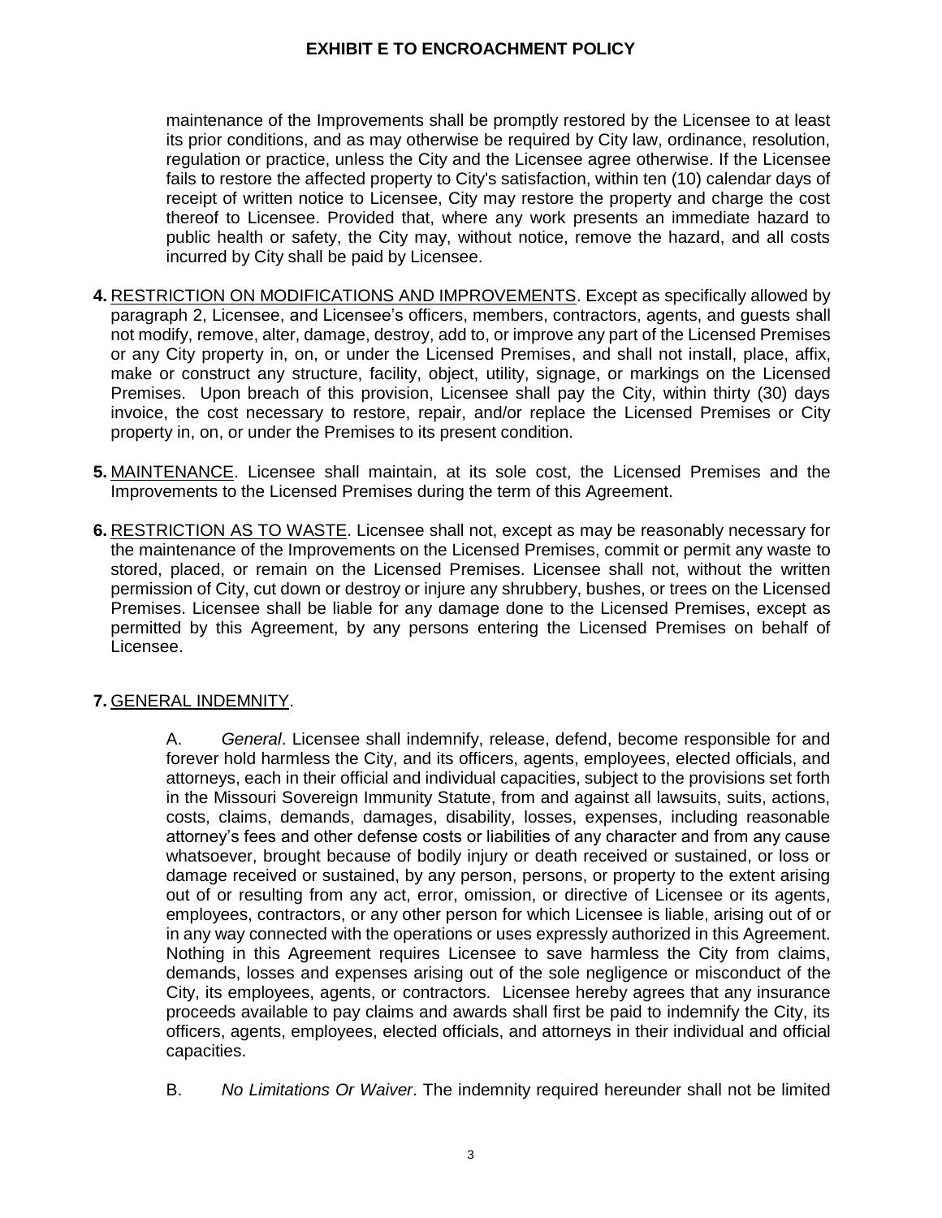maintenance of the Improvements shall be promptly restored by the Licensee to at least its prior conditions, and as may otherwise be required by City law, ordinance, resolution, regulation or practice, unless the City and the Licensee agree otherwise. If the Licensee fails to restore the affected property to City's satisfaction, within ten (10) calendar days of receipt of written notice to Licensee, City may restore the property and charge the cost thereof to Licensee. Provided that, where any work presents an immediate hazard to public health or safety, the City may, without notice, remove the hazard, and all costs incurred by City shall be paid by Licensee.

**4.** RESTRICTION ON MODIFICATIONS AND IMPROVEMENTS. Except as specifically allowed by paragraph 2, Licensee, and Licensee's officers, members, contractors, agents, and guests shall not modify, remove, alter, damage, destroy, add to, or improve any part of the Licensed Premises or any City property in, on, or under the Licensed Premises, and shall not install, place, affix, make or construct any structure, facility, object, utility, signage, or markings on the Licensed Premises. Upon breach of this provision, Licensee shall pay the City, within thirty (30) days invoice, the cost necessary to restore, repair, and/or replace the Licensed Premises or City property in, on, or under the Premises to its present condition.

**5.** MAINTENANCE. Licensee shall maintain, at its sole cost, the Licensed Premises and the Improvements to the Licensed Premises during the term of this Agreement.

**6.** RESTRICTION AS TO WASTE. Licensee shall not, except as may be reasonably necessary for the maintenance of the Improvements on the Licensed Premises, commit or permit any waste to stored, placed, or remain on the Licensed Premises. Licensee shall not, without the written permission of City, cut down or destroy or injure any shrubbery, bushes, or trees on the Licensed Premises. Licensee shall be liable for any damage done to the Licensed Premises, except as permitted by this Agreement, by any persons entering the Licensed Premises on behalf of Licensee.

**7.** GENERAL INDEMNITY.

A. *General*. Licensee shall indemnify, release, defend, become responsible for and forever hold harmless the City, and its officers, agents, employees, elected officials, and attorneys, each in their official and individual capacities, subject to the provisions set forth in the Missouri Sovereign Immunity Statute, from and against all lawsuits, suits, actions, costs, claims, demands, damages, disability, losses, expenses, including reasonable attorney's fees and other defense costs or liabilities of any character and from any cause whatsoever, brought because of bodily injury or death received or sustained, or loss or damage received or sustained, by any person, persons, or property to the extent arising out of or resulting from any act, error, omission, or directive of Licensee or its agents, employees, contractors, or any other person for which Licensee is liable, arising out of or in any way connected with the operations or uses expressly authorized in this Agreement. Nothing in this Agreement requires Licensee to save harmless the City from claims, demands, losses and expenses arising out of the sole negligence or misconduct of the City, its employees, agents, or contractors. Licensee hereby agrees that any insurance proceeds available to pay claims and awards shall first be paid to indemnify the City, its officers, agents, employees, elected officials, and attorneys in their individual and official capacities.

B. *No Limitations Or Waiver*. The indemnity required hereunder shall not be limited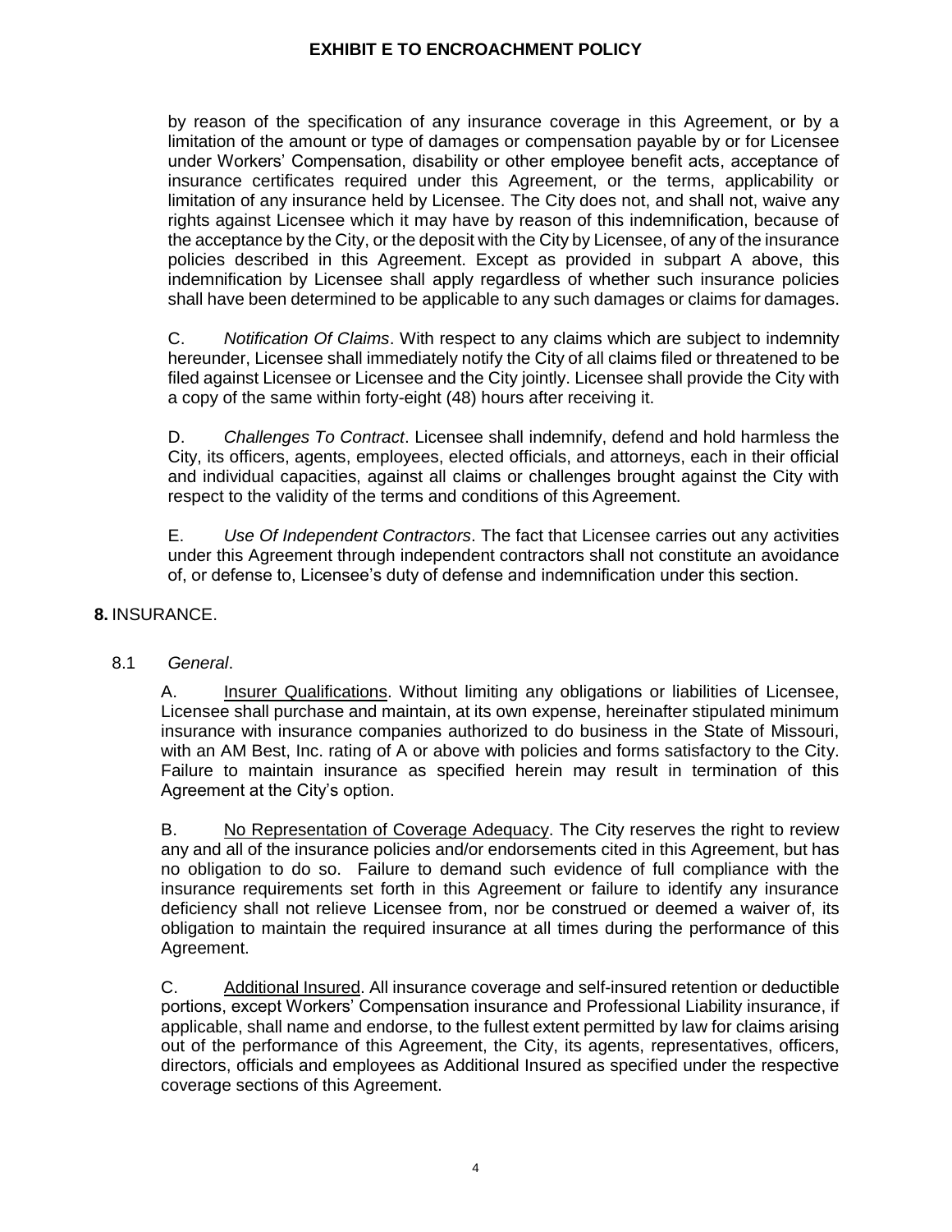by reason of the specification of any insurance coverage in this Agreement, or by a limitation of the amount or type of damages or compensation payable by or for Licensee under Workers' Compensation, disability or other employee benefit acts, acceptance of insurance certificates required under this Agreement, or the terms, applicability or limitation of any insurance held by Licensee. The City does not, and shall not, waive any rights against Licensee which it may have by reason of this indemnification, because of the acceptance by the City, or the deposit with the City by Licensee, of any of the insurance policies described in this Agreement. Except as provided in subpart A above, this indemnification by Licensee shall apply regardless of whether such insurance policies shall have been determined to be applicable to any such damages or claims for damages.

C. *Notification Of Claims*. With respect to any claims which are subject to indemnity hereunder, Licensee shall immediately notify the City of all claims filed or threatened to be filed against Licensee or Licensee and the City jointly. Licensee shall provide the City with a copy of the same within forty-eight (48) hours after receiving it.

D. *Challenges To Contract*. Licensee shall indemnify, defend and hold harmless the City, its officers, agents, employees, elected officials, and attorneys, each in their official and individual capacities, against all claims or challenges brought against the City with respect to the validity of the terms and conditions of this Agreement.

E. *Use Of Independent Contractors*. The fact that Licensee carries out any activities under this Agreement through independent contractors shall not constitute an avoidance of, or defense to, Licensee's duty of defense and indemnification under this section.

**8.** INSURANCE.

8.1 *General*.

A. Insurer Qualifications. Without limiting any obligations or liabilities of Licensee, Licensee shall purchase and maintain, at its own expense, hereinafter stipulated minimum insurance with insurance companies authorized to do business in the State of Missouri, with an AM Best, Inc. rating of A or above with policies and forms satisfactory to the City. Failure to maintain insurance as specified herein may result in termination of this Agreement at the City's option.

B. No Representation of Coverage Adequacy. The City reserves the right to review any and all of the insurance policies and/or endorsements cited in this Agreement, but has no obligation to do so. Failure to demand such evidence of full compliance with the insurance requirements set forth in this Agreement or failure to identify any insurance deficiency shall not relieve Licensee from, nor be construed or deemed a waiver of, its obligation to maintain the required insurance at all times during the performance of this Agreement.

C. Additional Insured. All insurance coverage and self-insured retention or deductible portions, except Workers' Compensation insurance and Professional Liability insurance, if applicable, shall name and endorse, to the fullest extent permitted by law for claims arising out of the performance of this Agreement, the City, its agents, representatives, officers, directors, officials and employees as Additional Insured as specified under the respective coverage sections of this Agreement.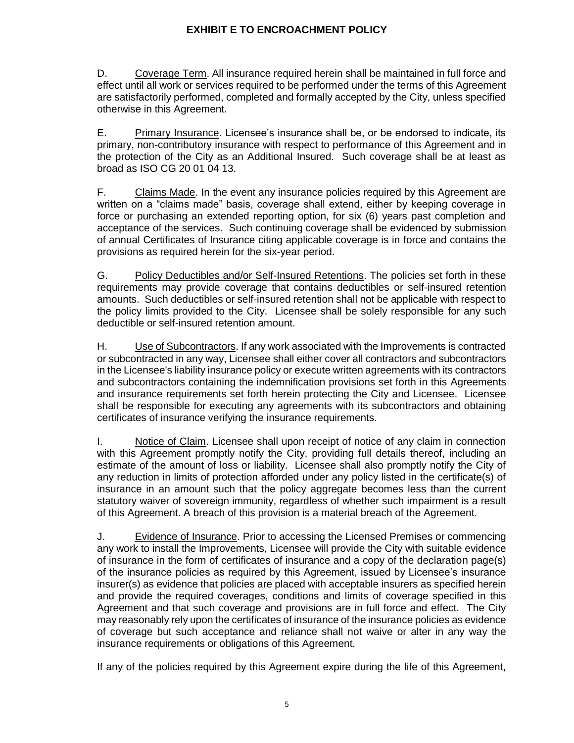D. Coverage Term. All insurance required herein shall be maintained in full force and effect until all work or services required to be performed under the terms of this Agreement are satisfactorily performed, completed and formally accepted by the City, unless specified otherwise in this Agreement.

E. Primary Insurance. Licensee's insurance shall be, or be endorsed to indicate, its primary, non-contributory insurance with respect to performance of this Agreement and in the protection of the City as an Additional Insured. Such coverage shall be at least as broad as ISO CG 20 01 04 13.

F. Claims Made. In the event any insurance policies required by this Agreement are written on a "claims made" basis, coverage shall extend, either by keeping coverage in force or purchasing an extended reporting option, for six (6) years past completion and acceptance of the services. Such continuing coverage shall be evidenced by submission of annual Certificates of Insurance citing applicable coverage is in force and contains the provisions as required herein for the six-year period.

G. Policy Deductibles and/or Self-Insured Retentions. The policies set forth in these requirements may provide coverage that contains deductibles or self-insured retention amounts. Such deductibles or self-insured retention shall not be applicable with respect to the policy limits provided to the City. Licensee shall be solely responsible for any such deductible or self-insured retention amount.

H. Use of Subcontractors. If any work associated with the Improvements is contracted or subcontracted in any way, Licensee shall either cover all contractors and subcontractors in the Licensee's liability insurance policy or execute written agreements with its contractors and subcontractors containing the indemnification provisions set forth in this Agreements and insurance requirements set forth herein protecting the City and Licensee. Licensee shall be responsible for executing any agreements with its subcontractors and obtaining certificates of insurance verifying the insurance requirements.

I. Notice of Claim. Licensee shall upon receipt of notice of any claim in connection with this Agreement promptly notify the City, providing full details thereof, including an estimate of the amount of loss or liability. Licensee shall also promptly notify the City of any reduction in limits of protection afforded under any policy listed in the certificate(s) of insurance in an amount such that the policy aggregate becomes less than the current statutory waiver of sovereign immunity, regardless of whether such impairment is a result of this Agreement. A breach of this provision is a material breach of the Agreement.

J. Evidence of Insurance. Prior to accessing the Licensed Premises or commencing any work to install the Improvements, Licensee will provide the City with suitable evidence of insurance in the form of certificates of insurance and a copy of the declaration page(s) of the insurance policies as required by this Agreement, issued by Licensee's insurance insurer(s) as evidence that policies are placed with acceptable insurers as specified herein and provide the required coverages, conditions and limits of coverage specified in this Agreement and that such coverage and provisions are in full force and effect. The City may reasonably rely upon the certificates of insurance of the insurance policies as evidence of coverage but such acceptance and reliance shall not waive or alter in any way the insurance requirements or obligations of this Agreement.

If any of the policies required by this Agreement expire during the life of this Agreement,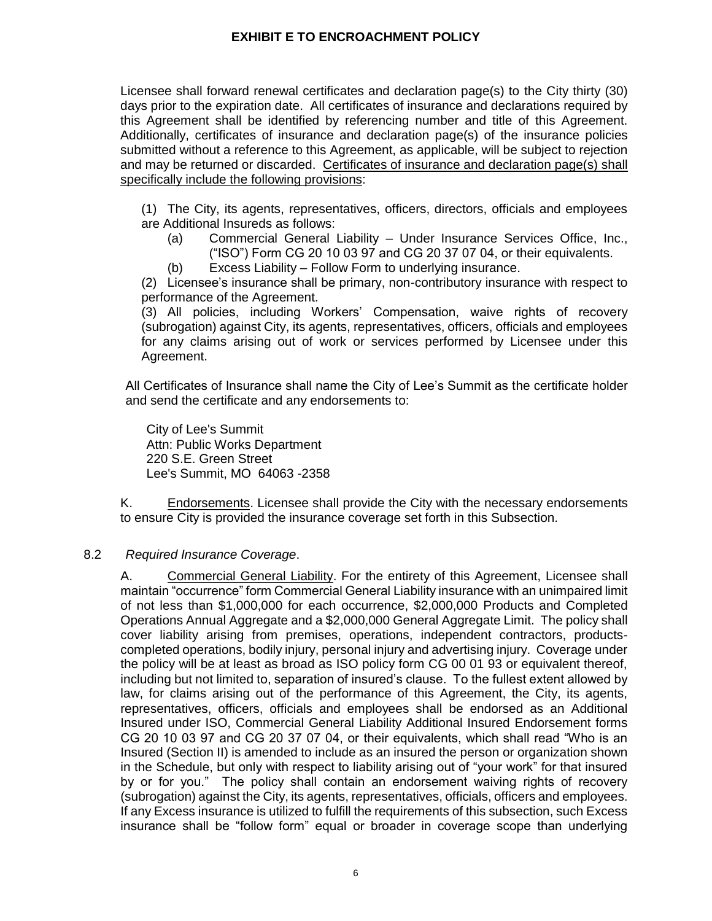Licensee shall forward renewal certificates and declaration page(s) to the City thirty (30) days prior to the expiration date. All certificates of insurance and declarations required by this Agreement shall be identified by referencing number and title of this Agreement. Additionally, certificates of insurance and declaration page(s) of the insurance policies submitted without a reference to this Agreement, as applicable, will be subject to rejection and may be returned or discarded. Certificates of insurance and declaration page(s) shall specifically include the following provisions:

(1) The City, its agents, representatives, officers, directors, officials and employees are Additional Insureds as follows:

(a) Commercial General Liability – Under Insurance Services Office, Inc., ("ISO") Form CG 20 10 03 97 and CG 20 37 07 04, or their equivalents.

(b) Excess Liability – Follow Form to underlying insurance.

(2) Licensee's insurance shall be primary, non-contributory insurance with respect to performance of the Agreement.

(3) All policies, including Workers' Compensation, waive rights of recovery (subrogation) against City, its agents, representatives, officers, officials and employees for any claims arising out of work or services performed by Licensee under this Agreement.

All Certificates of Insurance shall name the City of Lee's Summit as the certificate holder and send the certificate and any endorsements to:

City of Lee's Summit
Attn: Public Works Department
220 S.E. Green Street
Lee's Summit, MO 64063 -2358

K. Endorsements. Licensee shall provide the City with the necessary endorsements to ensure City is provided the insurance coverage set forth in this Subsection.

8.2 *Required Insurance Coverage*.

A. Commercial General Liability. For the entirety of this Agreement, Licensee shall maintain "occurrence" form Commercial General Liability insurance with an unimpaired limit of not less than $1,000,000 for each occurrence, $2,000,000 Products and Completed Operations Annual Aggregate and a $2,000,000 General Aggregate Limit. The policy shall cover liability arising from premises, operations, independent contractors, products-completed operations, bodily injury, personal injury and advertising injury. Coverage under the policy will be at least as broad as ISO policy form CG 00 01 93 or equivalent thereof, including but not limited to, separation of insured's clause. To the fullest extent allowed by law, for claims arising out of the performance of this Agreement, the City, its agents, representatives, officers, officials and employees shall be endorsed as an Additional Insured under ISO, Commercial General Liability Additional Insured Endorsement forms CG 20 10 03 97 and CG 20 37 07 04, or their equivalents, which shall read "Who is an Insured (Section II) is amended to include as an insured the person or organization shown in the Schedule, but only with respect to liability arising out of "your work" for that insured by or for you." The policy shall contain an endorsement waiving rights of recovery (subrogation) against the City, its agents, representatives, officials, officers and employees. If any Excess insurance is utilized to fulfill the requirements of this subsection, such Excess insurance shall be "follow form" equal or broader in coverage scope than underlying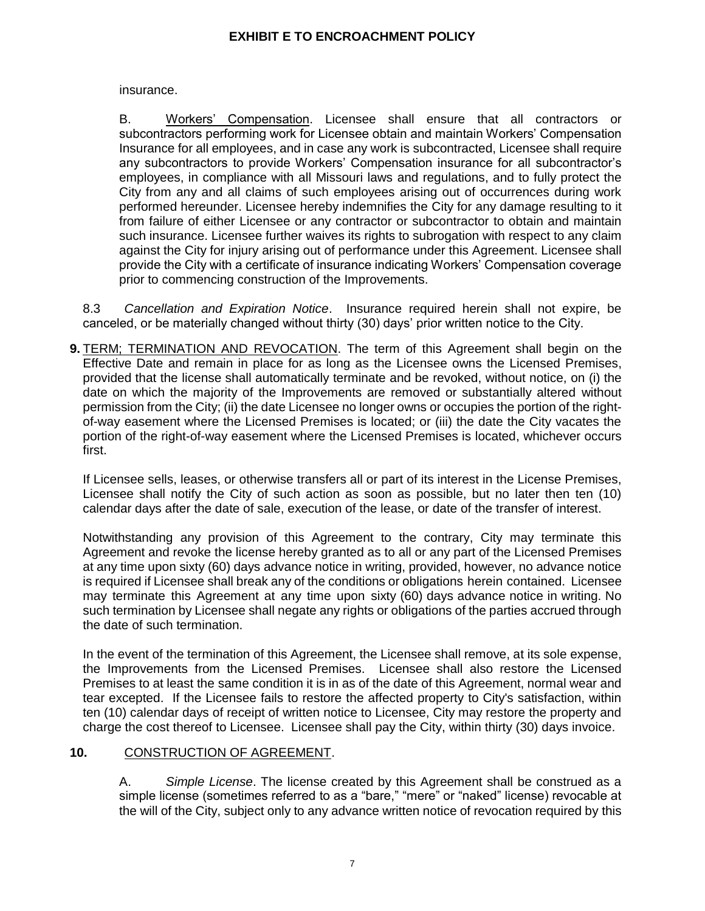insurance.

B. Workers' Compensation. Licensee shall ensure that all contractors or subcontractors performing work for Licensee obtain and maintain Workers' Compensation Insurance for all employees, and in case any work is subcontracted, Licensee shall require any subcontractors to provide Workers' Compensation insurance for all subcontractor's employees, in compliance with all Missouri laws and regulations, and to fully protect the City from any and all claims of such employees arising out of occurrences during work performed hereunder. Licensee hereby indemnifies the City for any damage resulting to it from failure of either Licensee or any contractor or subcontractor to obtain and maintain such insurance. Licensee further waives its rights to subrogation with respect to any claim against the City for injury arising out of performance under this Agreement. Licensee shall provide the City with a certificate of insurance indicating Workers' Compensation coverage prior to commencing construction of the Improvements.

8.3 *Cancellation and Expiration Notice*. Insurance required herein shall not expire, be canceled, or be materially changed without thirty (30) days' prior written notice to the City.

**9.** TERM; TERMINATION AND REVOCATION. The term of this Agreement shall begin on the Effective Date and remain in place for as long as the Licensee owns the Licensed Premises, provided that the license shall automatically terminate and be revoked, without notice, on (i) the date on which the majority of the Improvements are removed or substantially altered without permission from the City; (ii) the date Licensee no longer owns or occupies the portion of the right-of-way easement where the Licensed Premises is located; or (iii) the date the City vacates the portion of the right-of-way easement where the Licensed Premises is located, whichever occurs first.

If Licensee sells, leases, or otherwise transfers all or part of its interest in the License Premises, Licensee shall notify the City of such action as soon as possible, but no later then ten (10) calendar days after the date of sale, execution of the lease, or date of the transfer of interest.

Notwithstanding any provision of this Agreement to the contrary, City may terminate this Agreement and revoke the license hereby granted as to all or any part of the Licensed Premises at any time upon sixty (60) days advance notice in writing, provided, however, no advance notice is required if Licensee shall break any of the conditions or obligations herein contained. Licensee may terminate this Agreement at any time upon sixty (60) days advance notice in writing. No such termination by Licensee shall negate any rights or obligations of the parties accrued through the date of such termination.

In the event of the termination of this Agreement, the Licensee shall remove, at its sole expense, the Improvements from the Licensed Premises. Licensee shall also restore the Licensed Premises to at least the same condition it is in as of the date of this Agreement, normal wear and tear excepted. If the Licensee fails to restore the affected property to City's satisfaction, within ten (10) calendar days of receipt of written notice to Licensee, City may restore the property and charge the cost thereof to Licensee. Licensee shall pay the City, within thirty (30) days invoice.

**10.** CONSTRUCTION OF AGREEMENT.

A. *Simple License*. The license created by this Agreement shall be construed as a simple license (sometimes referred to as a "bare," "mere" or "naked" license) revocable at the will of the City, subject only to any advance written notice of revocation required by this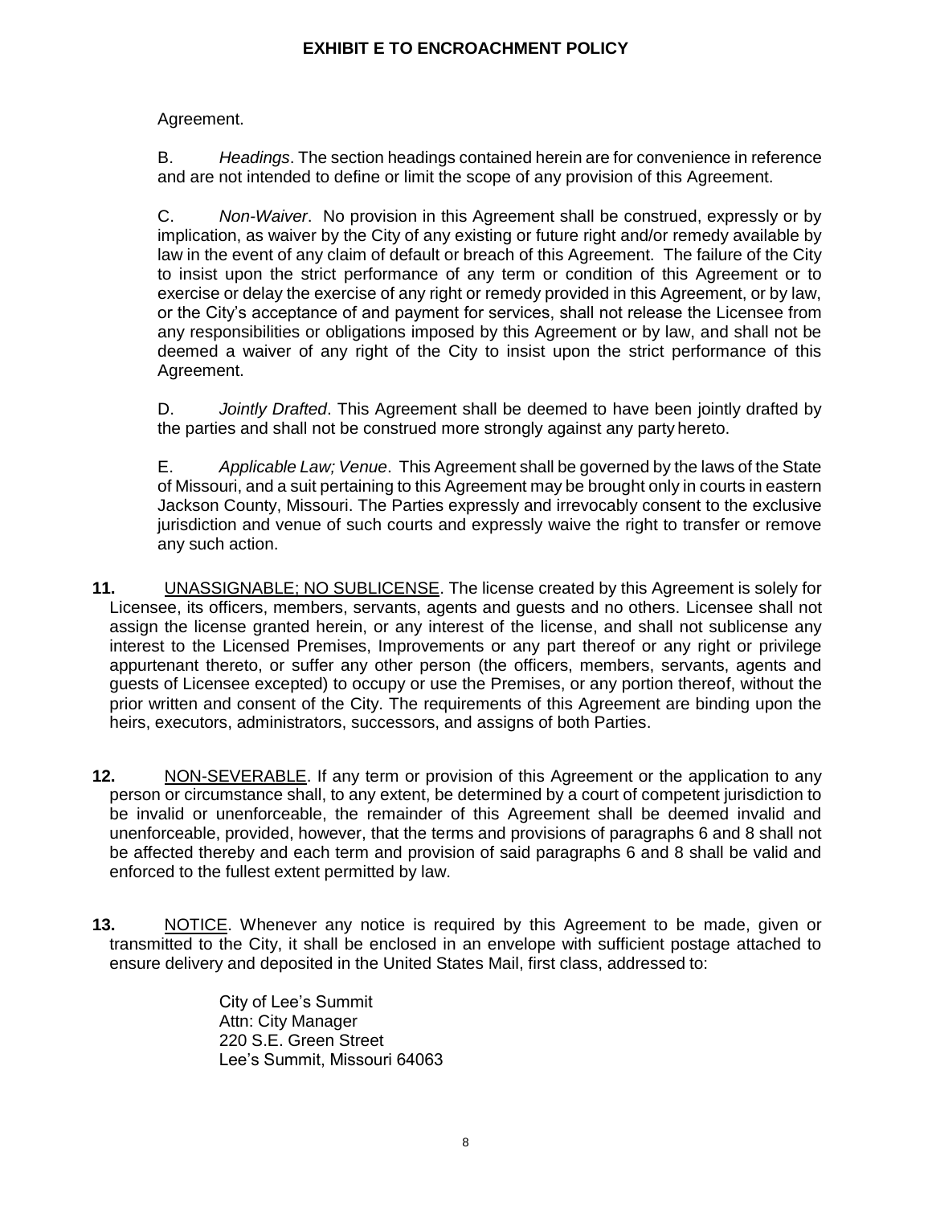Agreement.

B. *Headings*. The section headings contained herein are for convenience in reference and are not intended to define or limit the scope of any provision of this Agreement.

C. *Non-Waiver*. No provision in this Agreement shall be construed, expressly or by implication, as waiver by the City of any existing or future right and/or remedy available by law in the event of any claim of default or breach of this Agreement. The failure of the City to insist upon the strict performance of any term or condition of this Agreement or to exercise or delay the exercise of any right or remedy provided in this Agreement, or by law, or the City's acceptance of and payment for services, shall not release the Licensee from any responsibilities or obligations imposed by this Agreement or by law, and shall not be deemed a waiver of any right of the City to insist upon the strict performance of this Agreement.

D. *Jointly Drafted*. This Agreement shall be deemed to have been jointly drafted by the parties and shall not be construed more strongly against any party hereto.

E. *Applicable Law; Venue*. This Agreement shall be governed by the laws of the State of Missouri, and a suit pertaining to this Agreement may be brought only in courts in eastern Jackson County, Missouri. The Parties expressly and irrevocably consent to the exclusive jurisdiction and venue of such courts and expressly waive the right to transfer or remove any such action.

**11.** UNASSIGNABLE; NO SUBLICENSE. The license created by this Agreement is solely for Licensee, its officers, members, servants, agents and guests and no others. Licensee shall not assign the license granted herein, or any interest of the license, and shall not sublicense any interest to the Licensed Premises, Improvements or any part thereof or any right or privilege appurtenant thereto, or suffer any other person (the officers, members, servants, agents and guests of Licensee excepted) to occupy or use the Premises, or any portion thereof, without the prior written and consent of the City. The requirements of this Agreement are binding upon the heirs, executors, administrators, successors, and assigns of both Parties.

**12.** NON-SEVERABLE. If any term or provision of this Agreement or the application to any person or circumstance shall, to any extent, be determined by a court of competent jurisdiction to be invalid or unenforceable, the remainder of this Agreement shall be deemed invalid and unenforceable, provided, however, that the terms and provisions of paragraphs 6 and 8 shall not be affected thereby and each term and provision of said paragraphs 6 and 8 shall be valid and enforced to the fullest extent permitted by law.

**13.** NOTICE. Whenever any notice is required by this Agreement to be made, given or transmitted to the City, it shall be enclosed in an envelope with sufficient postage attached to ensure delivery and deposited in the United States Mail, first class, addressed to:

City of Lee's Summit
Attn: City Manager
220 S.E. Green Street
Lee's Summit, Missouri 64063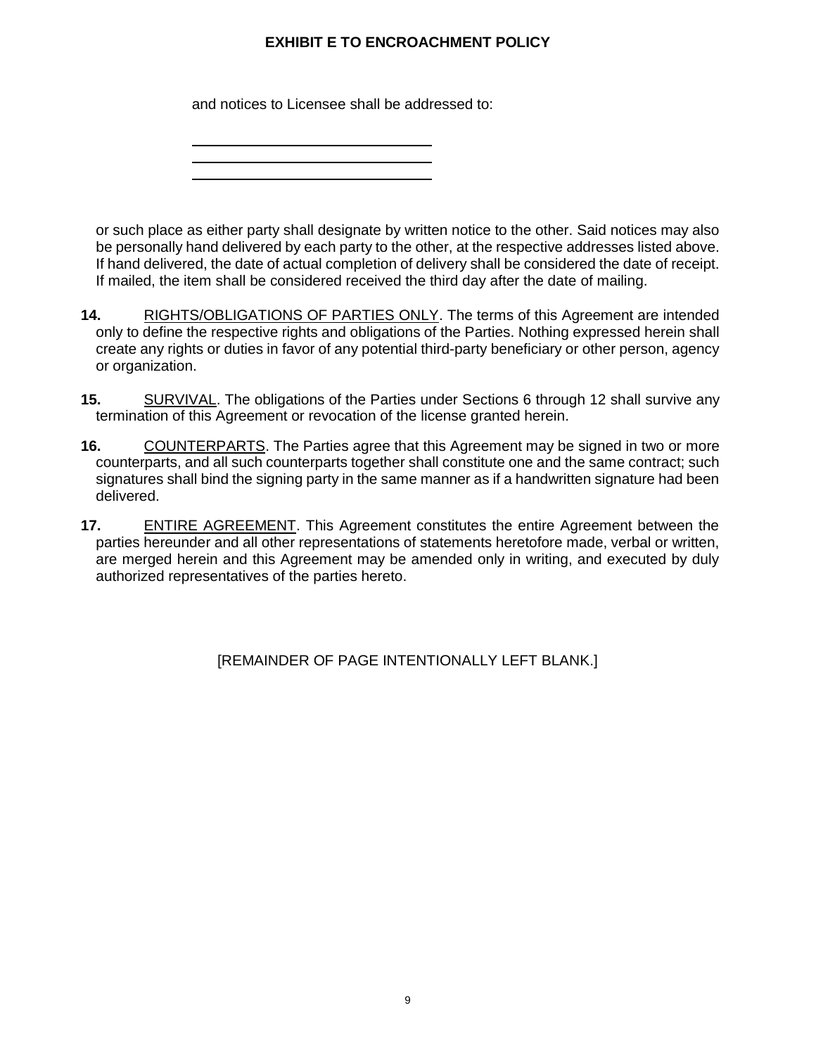and notices to Licensee shall be addressed to:

\_\_\_\_\_\_\_\_\_\_\_\_\_\_\_\_\_\_\_\_\_\_\_\_\_\_\_\_\_\_
\_\_\_\_\_\_\_\_\_\_\_\_\_\_\_\_\_\_\_\_\_\_\_\_\_\_\_\_\_\_
\_\_\_\_\_\_\_\_\_\_\_\_\_\_\_\_\_\_\_\_\_\_\_\_\_\_\_\_\_\_

or such place as either party shall designate by written notice to the other. Said notices may also be personally hand delivered by each party to the other, at the respective addresses listed above. If hand delivered, the date of actual completion of delivery shall be considered the date of receipt. If mailed, the item shall be considered received the third day after the date of mailing.

**14.** <u>RIGHTS/OBLIGATIONS OF PARTIES ONLY</u>. The terms of this Agreement are intended only to define the respective rights and obligations of the Parties. Nothing expressed herein shall create any rights or duties in favor of any potential third-party beneficiary or other person, agency or organization.

**15.** <u>SURVIVAL</u>. The obligations of the Parties under Sections 6 through 12 shall survive any termination of this Agreement or revocation of the license granted herein.

**16.** <u>COUNTERPARTS</u>. The Parties agree that this Agreement may be signed in two or more counterparts, and all such counterparts together shall constitute one and the same contract; such signatures shall bind the signing party in the same manner as if a handwritten signature had been delivered.

**17.** <u>ENTIRE AGREEMENT</u>. This Agreement constitutes the entire Agreement between the parties hereunder and all other representations of statements heretofore made, verbal or written, are merged herein and this Agreement may be amended only in writing, and executed by duly authorized representatives of the parties hereto.

[REMAINDER OF PAGE INTENTIONALLY LEFT BLANK.]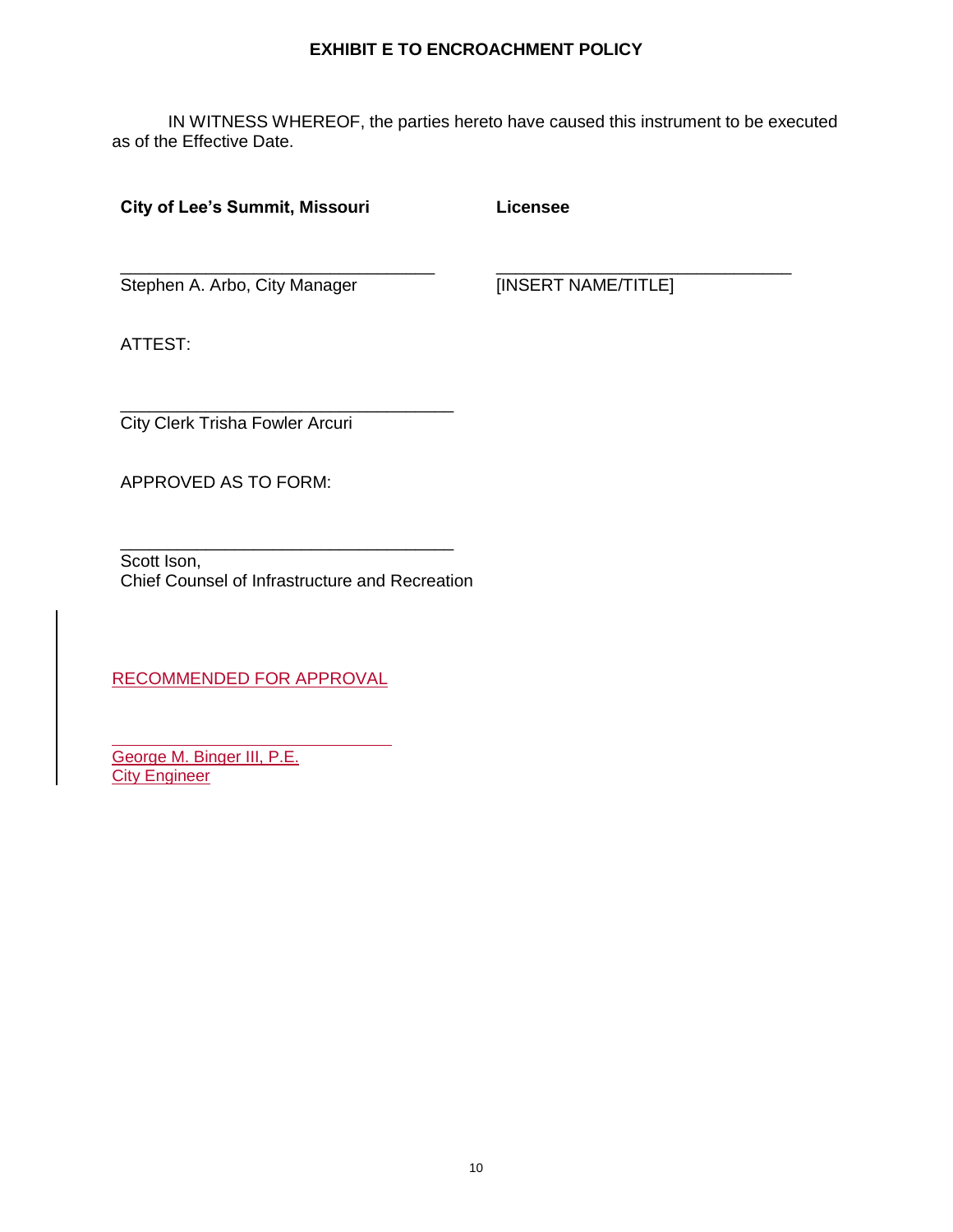**EXHIBIT E TO ENCROACHMENT POLICY**

IN WITNESS WHEREOF, the parties hereto have caused this instrument to be executed as of the Effective Date.

| **City of Lee's Summit, Missouri** | **Licensee** |
|---|---|
| ______________________________ | ______________________________ |
| Stephen A. Arbo, City Manager | [INSERT NAME/TITLE] |

ATTEST:

______________________________
City Clerk Trisha Fowler Arcuri

APPROVED AS TO FORM:

______________________________
Scott Ison,
Chief Counsel of Infrastructure and Recreation

RECOMMENDED FOR APPROVAL

______________________________
George M. Binger III, P.E.
City Engineer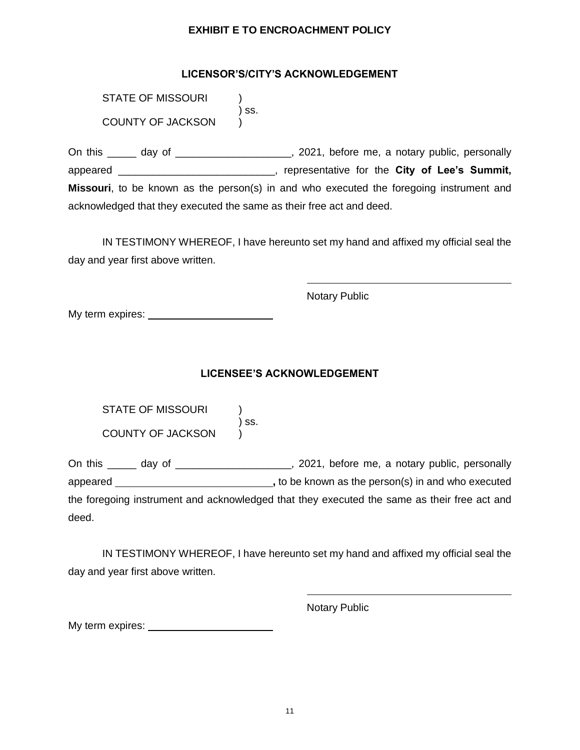**EXHIBIT E TO ENCROACHMENT POLICY**

**LICENSOR'S/CITY'S ACKNOWLEDGEMENT**

STATE OF MISSOURI )
) ss.
COUNTY OF JACKSON )

On this _____ day of ____________________, 2021, before me, a notary public, personally appeared ___________________________, representative for the **City of Lee's Summit, Missouri**, to be known as the person(s) in and who executed the foregoing instrument and acknowledged that they executed the same as their free act and deed.

IN TESTIMONY WHEREOF, I have hereunto set my hand and affixed my official seal the day and year first above written.

_____________________________________
Notary Public

My term expires: ______________________

**LICENSEE'S ACKNOWLEDGEMENT**

STATE OF MISSOURI )
) ss.
COUNTY OF JACKSON )

On this _____ day of ____________________, 2021, before me, a notary public, personally appeared ___________________________**,** to be known as the person(s) in and who executed the foregoing instrument and acknowledged that they executed the same as their free act and deed.

IN TESTIMONY WHEREOF, I have hereunto set my hand and affixed my official seal the day and year first above written.

_____________________________________
Notary Public

My term expires: ______________________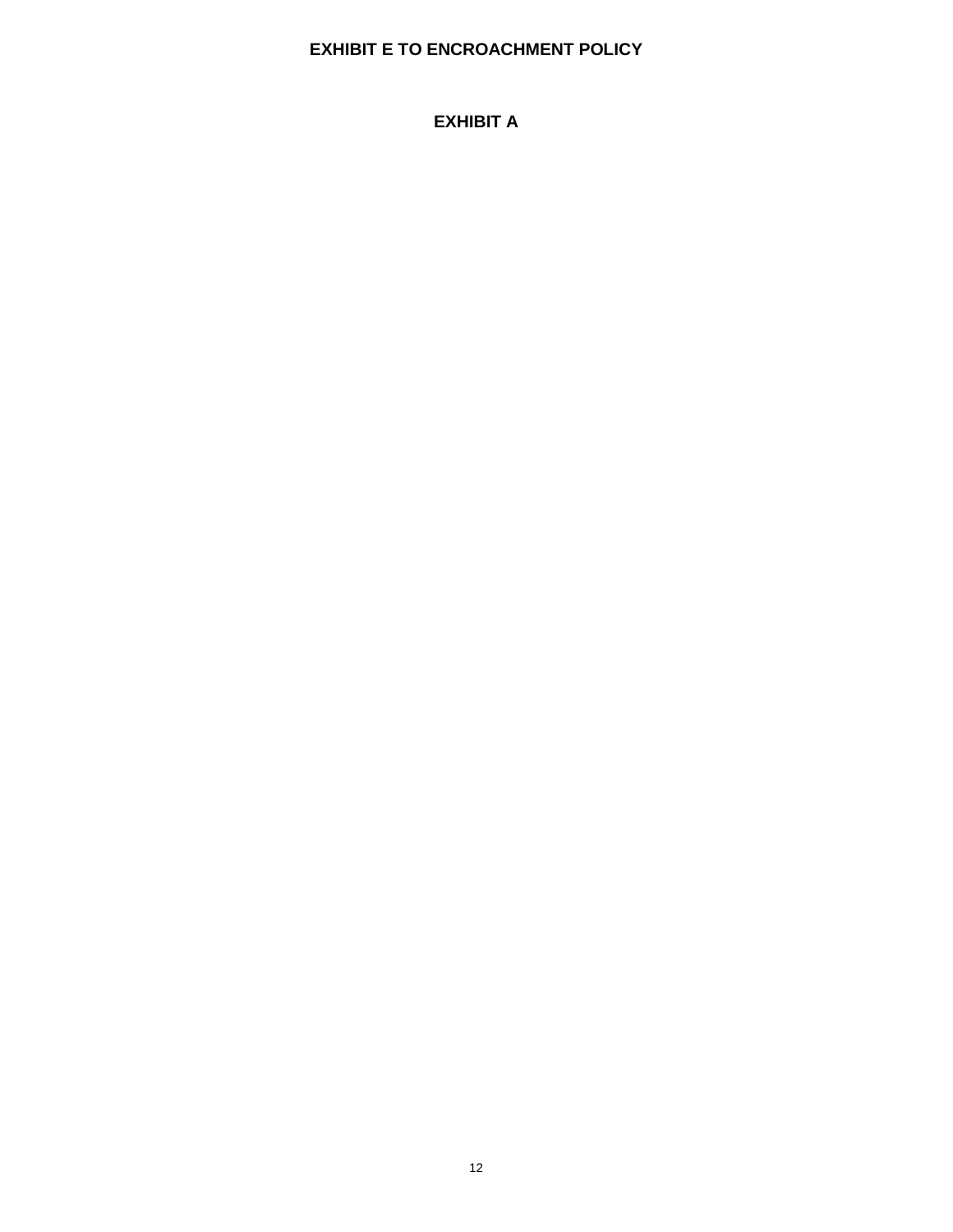# EXHIBIT E TO ENCROACHMENT POLICY

## EXHIBIT A